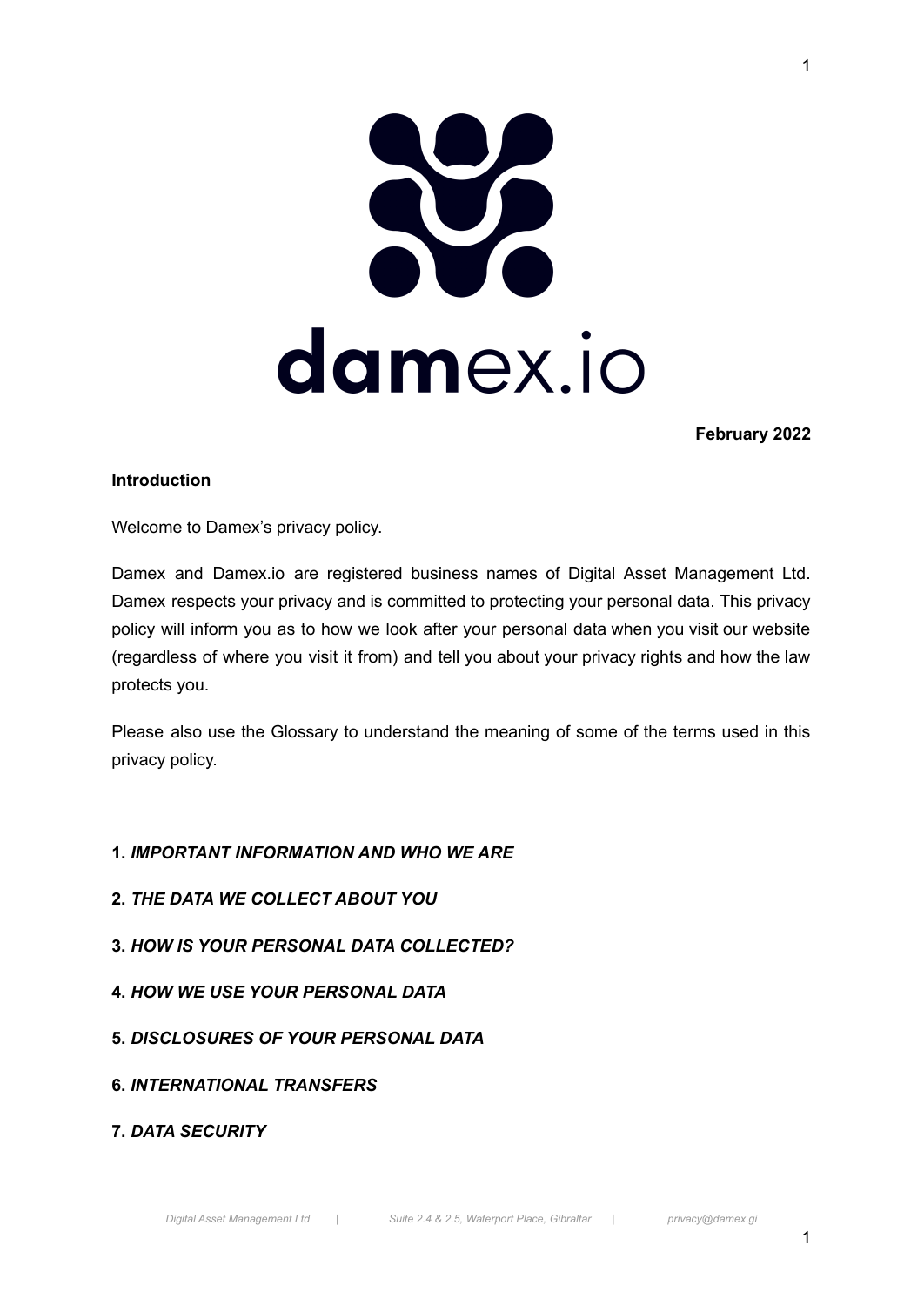damex.io

**February 2022**

## Introduction

Welcome to Damex's privacy policy.

Damex and Damex.io are registered business names of Digital Asset Management Ltd. Damex respects your privacy and is committed to protecting your personal data. This privacy policy will inform you as to how we look after your personal data when you visit our website (regardless of where you visit it from) and tell you about your privacy rights and how the law protects you.

Please also use the Glossary to understand the meaning of some of the terms used in this privacy policy.

**1.** ***IMPORTANT INFORMATION AND WHO WE ARE***

**2.** ***THE DATA WE COLLECT ABOUT YOU***

**3.** ***HOW IS YOUR PERSONAL DATA COLLECTED?***

**4.** ***HOW WE USE YOUR PERSONAL DATA***

**5.** ***DISCLOSURES OF YOUR PERSONAL DATA***

**6.** ***INTERNATIONAL TRANSFERS***

**7.** ***DATA SECURITY***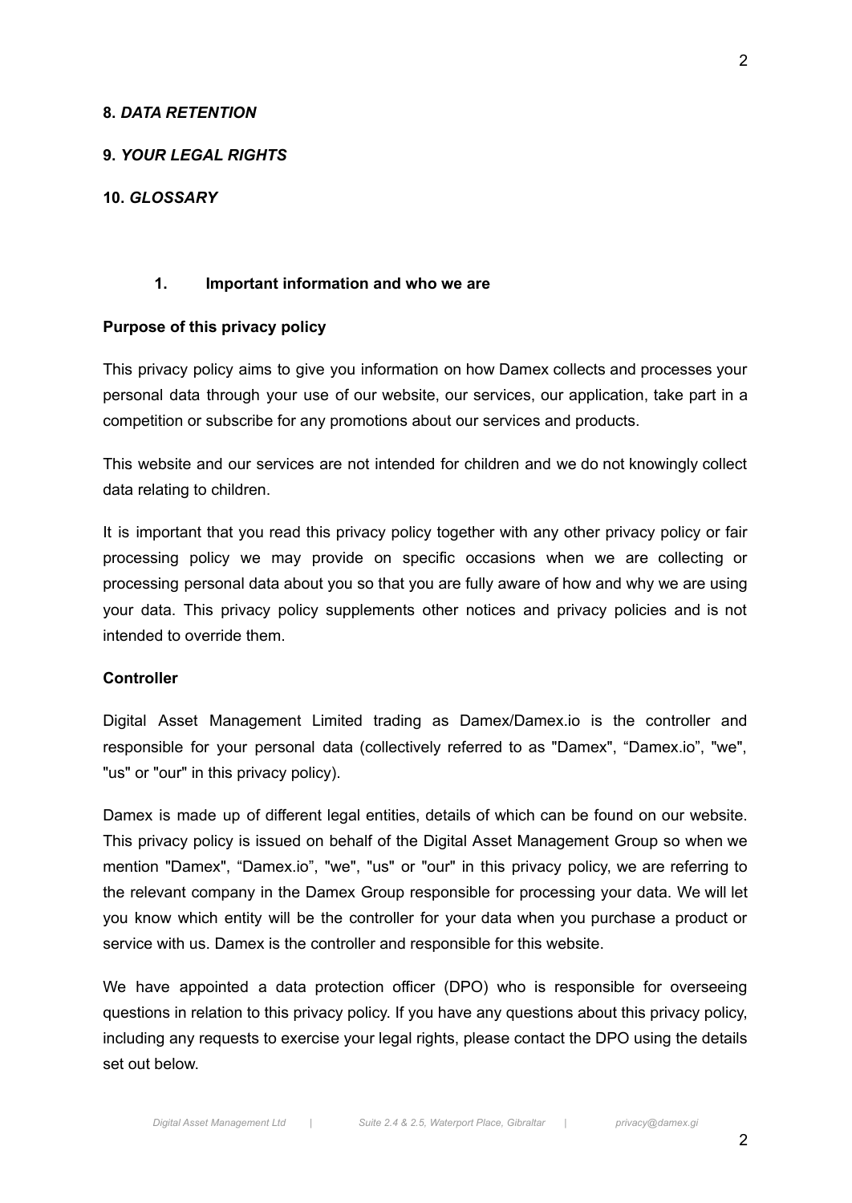**8.** ***DATA RETENTION***

**9.** ***YOUR LEGAL RIGHTS***

**10.** ***GLOSSARY***

## 1. Important information and who we are

**Purpose of this privacy policy**

This privacy policy aims to give you information on how Damex collects and processes your personal data through your use of our website, our services, our application, take part in a competition or subscribe for any promotions about our services and products.

This website and our services are not intended for children and we do not knowingly collect data relating to children.

It is important that you read this privacy policy together with any other privacy policy or fair processing policy we may provide on specific occasions when we are collecting or processing personal data about you so that you are fully aware of how and why we are using your data. This privacy policy supplements other notices and privacy policies and is not intended to override them.

**Controller**

Digital Asset Management Limited trading as Damex/Damex.io is the controller and responsible for your personal data (collectively referred to as "Damex", “Damex.io”, "we", "us" or "our" in this privacy policy).

Damex is made up of different legal entities, details of which can be found on our website. This privacy policy is issued on behalf of the Digital Asset Management Group so when we mention "Damex", “Damex.io”, "we", "us" or "our" in this privacy policy, we are referring to the relevant company in the Damex Group responsible for processing your data. We will let you know which entity will be the controller for your data when you purchase a product or service with us. Damex is the controller and responsible for this website.

We have appointed a data protection officer (DPO) who is responsible for overseeing questions in relation to this privacy policy. If you have any questions about this privacy policy, including any requests to exercise your legal rights, please contact the DPO using the details set out below.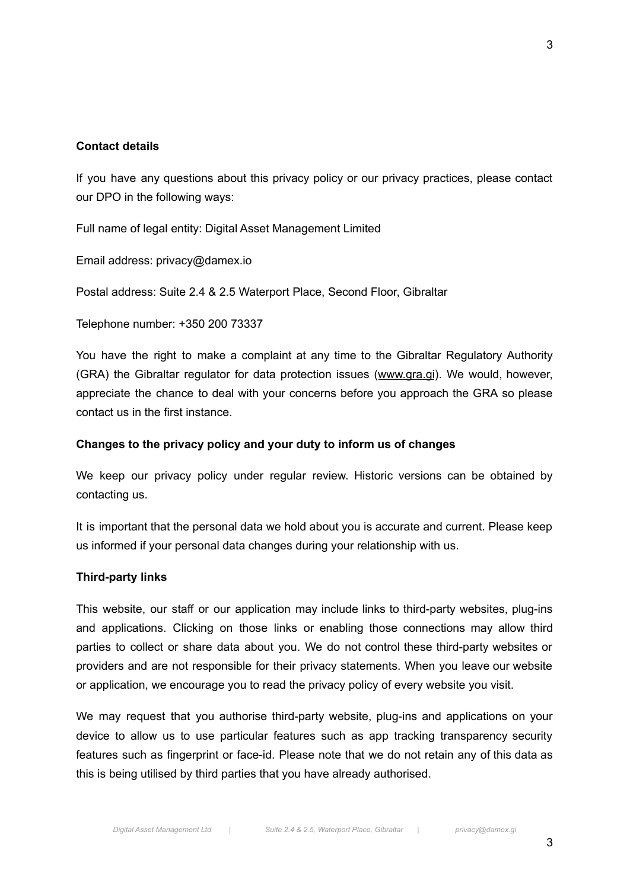**Contact details**

If you have any questions about this privacy policy or our privacy practices, please contact our DPO in the following ways:

Full name of legal entity: Digital Asset Management Limited

Email address: privacy@damex.io

Postal address: Suite 2.4 & 2.5 Waterport Place, Second Floor, Gibraltar

Telephone number: +350 200 73337

You have the right to make a complaint at any time to the Gibraltar Regulatory Authority (GRA) the Gibraltar regulator for data protection issues (www.gra.gi). We would, however, appreciate the chance to deal with your concerns before you approach the GRA so please contact us in the first instance.

**Changes to the privacy policy and your duty to inform us of changes**

We keep our privacy policy under regular review. Historic versions can be obtained by contacting us.

It is important that the personal data we hold about you is accurate and current. Please keep us informed if your personal data changes during your relationship with us.

**Third-party links**

This website, our staff or our application may include links to third-party websites, plug-ins and applications. Clicking on those links or enabling those connections may allow third parties to collect or share data about you. We do not control these third-party websites or providers and are not responsible for their privacy statements. When you leave our website or application, we encourage you to read the privacy policy of every website you visit.

We may request that you authorise third-party website, plug-ins and applications on your device to allow us to use particular features such as app tracking transparency security features such as fingerprint or face-id. Please note that we do not retain any of this data as this is being utilised by third parties that you have already authorised.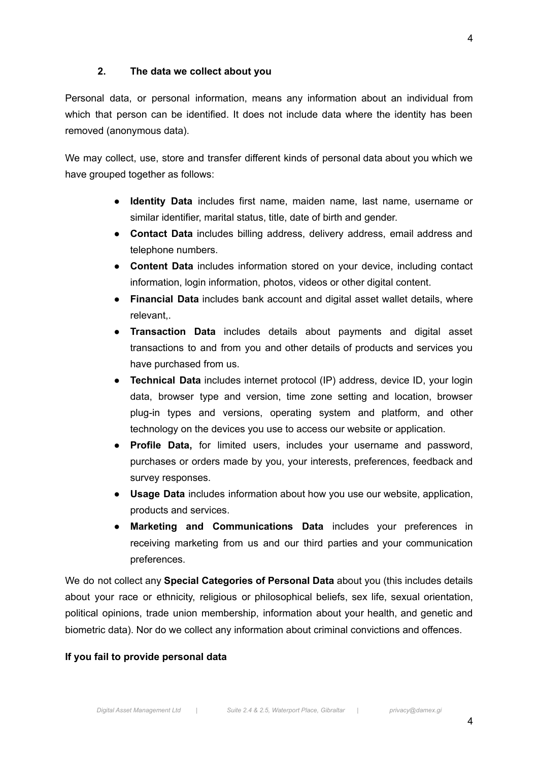## 2. The data we collect about you

Personal data, or personal information, means any information about an individual from which that person can be identified. It does not include data where the identity has been removed (anonymous data).

We may collect, use, store and transfer different kinds of personal data about you which we have grouped together as follows:

- **Identity Data** includes first name, maiden name, last name, username or similar identifier, marital status, title, date of birth and gender.
- **Contact Data** includes billing address, delivery address, email address and telephone numbers.
- **Content Data** includes information stored on your device, including contact information, login information, photos, videos or other digital content.
- **Financial Data** includes bank account and digital asset wallet details, where relevant,.
- **Transaction Data** includes details about payments and digital asset transactions to and from you and other details of products and services you have purchased from us.
- **Technical Data** includes internet protocol (IP) address, device ID, your login data, browser type and version, time zone setting and location, browser plug-in types and versions, operating system and platform, and other technology on the devices you use to access our website or application.
- **Profile Data,** for limited users, includes your username and password, purchases or orders made by you, your interests, preferences, feedback and survey responses.
- **Usage Data** includes information about how you use our website, application, products and services.
- **Marketing and Communications Data** includes your preferences in receiving marketing from us and our third parties and your communication preferences.

We do not collect any **Special Categories of Personal Data** about you (this includes details about your race or ethnicity, religious or philosophical beliefs, sex life, sexual orientation, political opinions, trade union membership, information about your health, and genetic and biometric data). Nor do we collect any information about criminal convictions and offences.

**If you fail to provide personal data**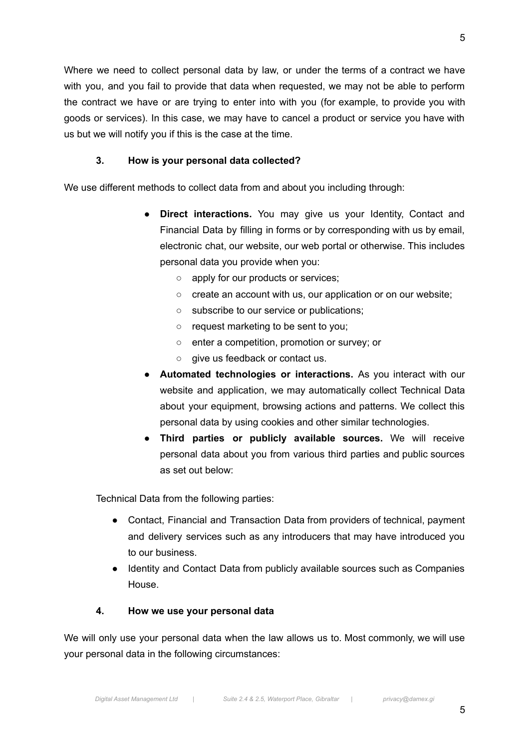Where we need to collect personal data by law, or under the terms of a contract we have with you, and you fail to provide that data when requested, we may not be able to perform the contract we have or are trying to enter into with you (for example, to provide you with goods or services). In this case, we may have to cancel a product or service you have with us but we will notify you if this is the case at the time.

### 3. How is your personal data collected?

We use different methods to collect data from and about you including through:

- **Direct interactions.** You may give us your Identity, Contact and Financial Data by filling in forms or by corresponding with us by email, electronic chat, our website, our web portal or otherwise. This includes personal data you provide when you:
  - apply for our products or services;
  - create an account with us, our application or on our website;
  - subscribe to our service or publications;
  - request marketing to be sent to you;
  - enter a competition, promotion or survey; or
  - give us feedback or contact us.
- **Automated technologies or interactions.** As you interact with our website and application, we may automatically collect Technical Data about your equipment, browsing actions and patterns. We collect this personal data by using cookies and other similar technologies.
- **Third parties or publicly available sources.** We will receive personal data about you from various third parties and public sources as set out below:

Technical Data from the following parties:

- Contact, Financial and Transaction Data from providers of technical, payment and delivery services such as any introducers that may have introduced you to our business.
- Identity and Contact Data from publicly available sources such as Companies House.

### 4. How we use your personal data

We will only use your personal data when the law allows us to. Most commonly, we will use your personal data in the following circumstances: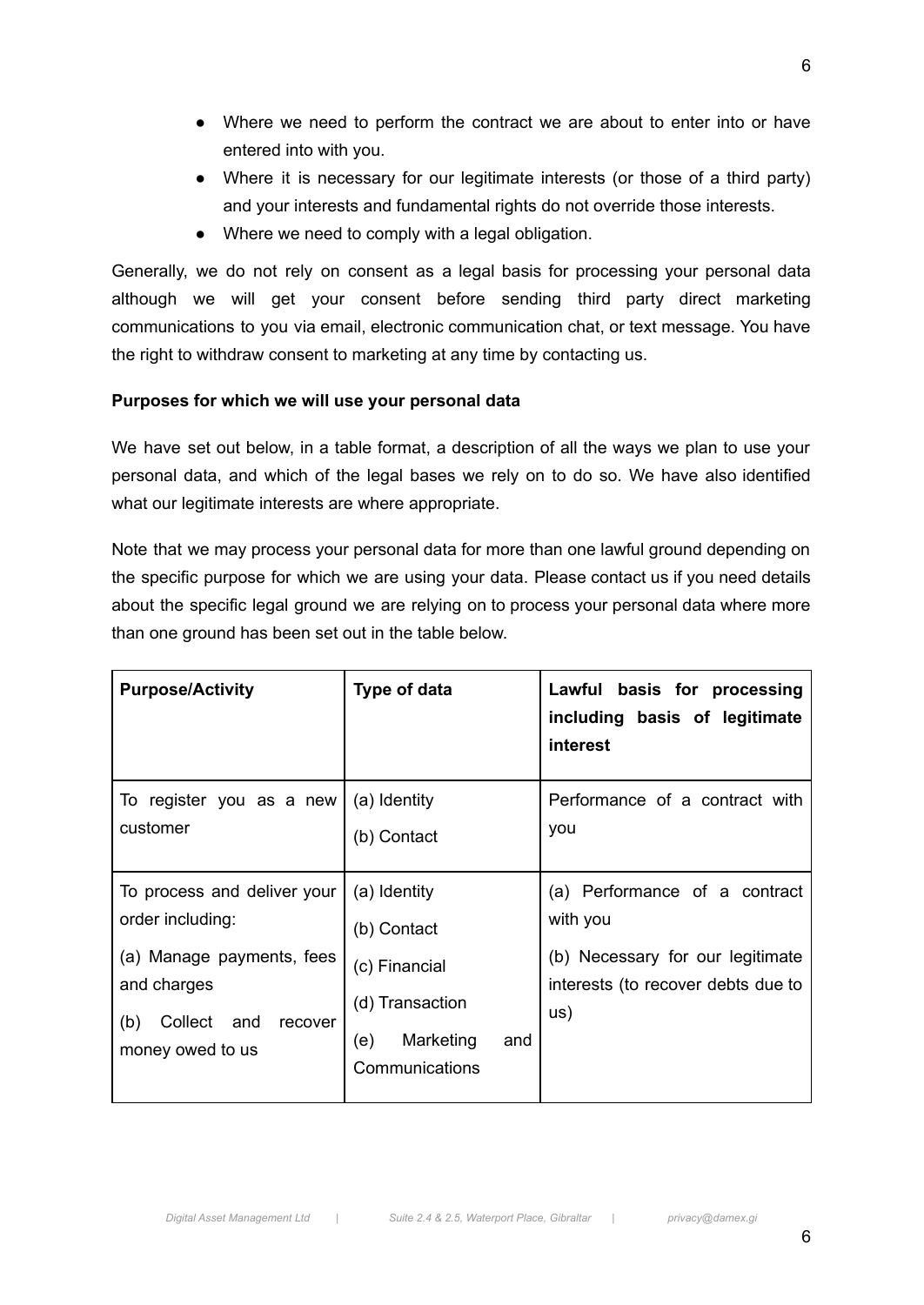- Where we need to perform the contract we are about to enter into or have entered into with you.
- Where it is necessary for our legitimate interests (or those of a third party) and your interests and fundamental rights do not override those interests.
- Where we need to comply with a legal obligation.

Generally, we do not rely on consent as a legal basis for processing your personal data although we will get your consent before sending third party direct marketing communications to you via email, electronic communication chat, or text message. You have the right to withdraw consent to marketing at any time by contacting us.

**Purposes for which we will use your personal data**

We have set out below, in a table format, a description of all the ways we plan to use your personal data, and which of the legal bases we rely on to do so. We have also identified what our legitimate interests are where appropriate.

Note that we may process your personal data for more than one lawful ground depending on the specific purpose for which we are using your data. Please contact us if you need details about the specific legal ground we are relying on to process your personal data where more than one ground has been set out in the table below.

| **Purpose/Activity** | **Type of data** | **Lawful basis for processing including basis of legitimate interest** |
|---|---|---|
| To register you as a new customer | (a) Identity<br>(b) Contact | Performance of a contract with you |
| To process and deliver your order including:<br>(a) Manage payments, fees and charges<br>(b) Collect and recover money owed to us | (a) Identity<br>(b) Contact<br>(c) Financial<br>(d) Transaction<br>(e) Marketing and Communications | (a) Performance of a contract with you<br>(b) Necessary for our legitimate interests (to recover debts due to us) |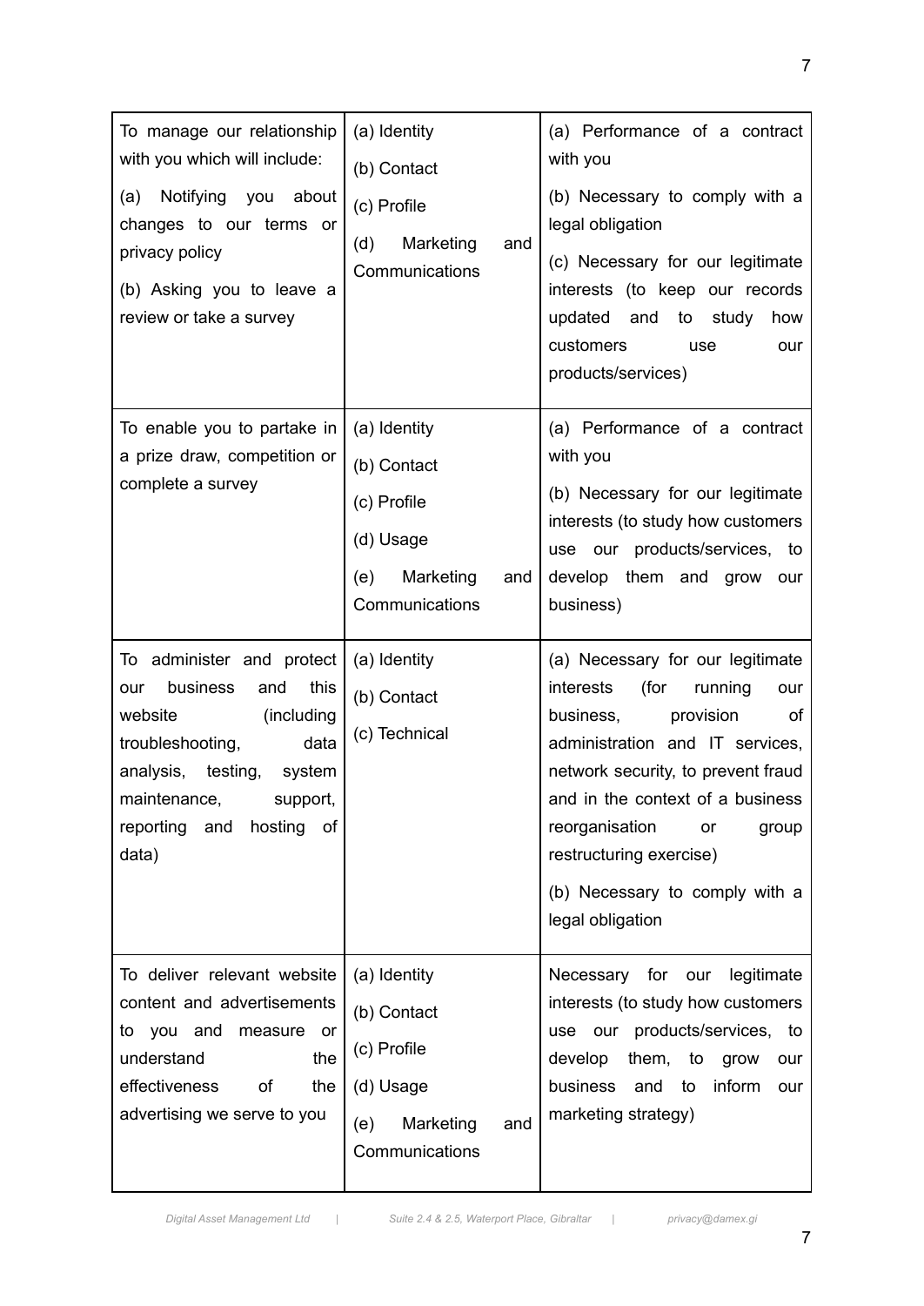| | | |
|---|---|---|
| To manage our relationship with you which will include:<br>(a) Notifying you about changes to our terms or privacy policy<br>(b) Asking you to leave a review or take a survey | (a) Identity<br>(b) Contact<br>(c) Profile<br>(d) Marketing and Communications | (a) Performance of a contract with you<br>(b) Necessary to comply with a legal obligation<br>(c) Necessary for our legitimate interests (to keep our records updated and to study how customers use our products/services) |
| To enable you to partake in a prize draw, competition or complete a survey | (a) Identity<br>(b) Contact<br>(c) Profile<br>(d) Usage<br>(e) Marketing and Communications | (a) Performance of a contract with you<br>(b) Necessary for our legitimate interests (to study how customers use our products/services, to develop them and grow our business) |
| To administer and protect our business and this website (including troubleshooting, data analysis, testing, system maintenance, support, reporting and hosting of data) | (a) Identity<br>(b) Contact<br>(c) Technical | (a) Necessary for our legitimate interests (for running our business, provision of administration and IT services, network security, to prevent fraud and in the context of a business reorganisation or group restructuring exercise)<br>(b) Necessary to comply with a legal obligation |
| To deliver relevant website content and advertisements to you and measure or understand the effectiveness of the advertising we serve to you | (a) Identity<br>(b) Contact<br>(c) Profile<br>(d) Usage<br>(e) Marketing and Communications | Necessary for our legitimate interests (to study how customers use our products/services, to develop them, to grow our business and to inform our marketing strategy) |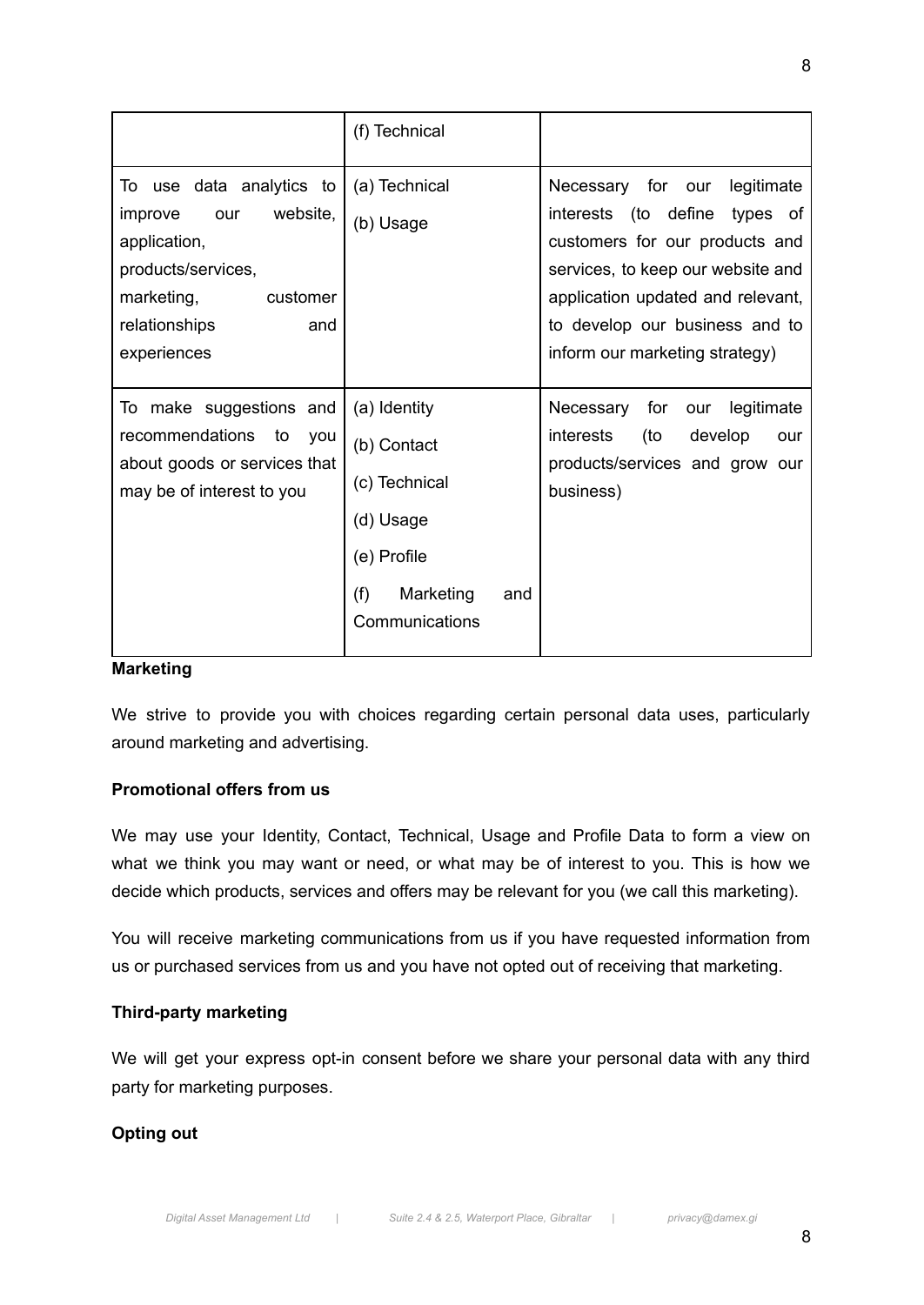| | | |
|---|---|---|
| | (f) Technical | |
| To use data analytics to improve our website, application, products/services, marketing, customer relationships and experiences | (a) Technical<br>(b) Usage | Necessary for our legitimate interests (to define types of customers for our products and services, to keep our website and application updated and relevant, to develop our business and to inform our marketing strategy) |
| To make suggestions and recommendations to you about goods or services that may be of interest to you | (a) Identity<br>(b) Contact<br>(c) Technical<br>(d) Usage<br>(e) Profile<br>(f) Marketing and Communications | Necessary for our legitimate interests (to develop our products/services and grow our business) |

**Marketing**

We strive to provide you with choices regarding certain personal data uses, particularly around marketing and advertising.

**Promotional offers from us**

We may use your Identity, Contact, Technical, Usage and Profile Data to form a view on what we think you may want or need, or what may be of interest to you. This is how we decide which products, services and offers may be relevant for you (we call this marketing).

You will receive marketing communications from us if you have requested information from us or purchased services from us and you have not opted out of receiving that marketing.

**Third-party marketing**

We will get your express opt-in consent before we share your personal data with any third party for marketing purposes.

**Opting out**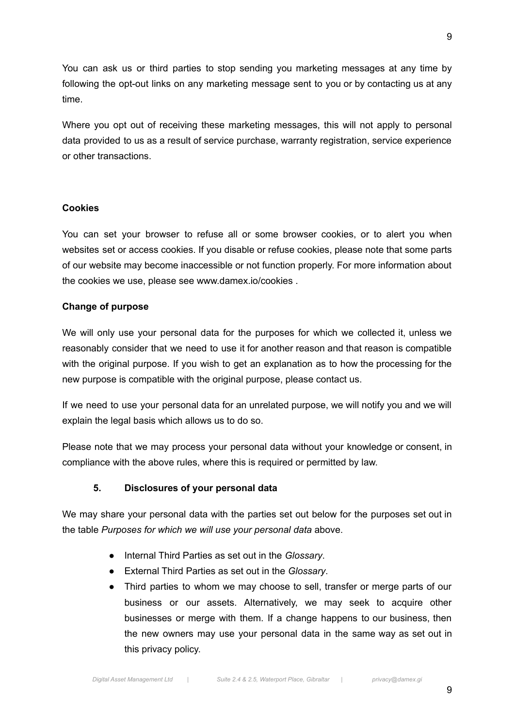You can ask us or third parties to stop sending you marketing messages at any time by following the opt-out links on any marketing message sent to you or by contacting us at any time.

Where you opt out of receiving these marketing messages, this will not apply to personal data provided to us as a result of service purchase, warranty registration, service experience or other transactions.

**Cookies**

You can set your browser to refuse all or some browser cookies, or to alert you when websites set or access cookies. If you disable or refuse cookies, please note that some parts of our website may become inaccessible or not function properly. For more information about the cookies we use, please see www.damex.io/cookies .

**Change of purpose**

We will only use your personal data for the purposes for which we collected it, unless we reasonably consider that we need to use it for another reason and that reason is compatible with the original purpose. If you wish to get an explanation as to how the processing for the new purpose is compatible with the original purpose, please contact us.

If we need to use your personal data for an unrelated purpose, we will notify you and we will explain the legal basis which allows us to do so.

Please note that we may process your personal data without your knowledge or consent, in compliance with the above rules, where this is required or permitted by law.

## 5. Disclosures of your personal data

We may share your personal data with the parties set out below for the purposes set out in the table *Purposes for which we will use your personal data* above.

- Internal Third Parties as set out in the *Glossary*.
- External Third Parties as set out in the *Glossary*.
- Third parties to whom we may choose to sell, transfer or merge parts of our business or our assets. Alternatively, we may seek to acquire other businesses or merge with them. If a change happens to our business, then the new owners may use your personal data in the same way as set out in this privacy policy.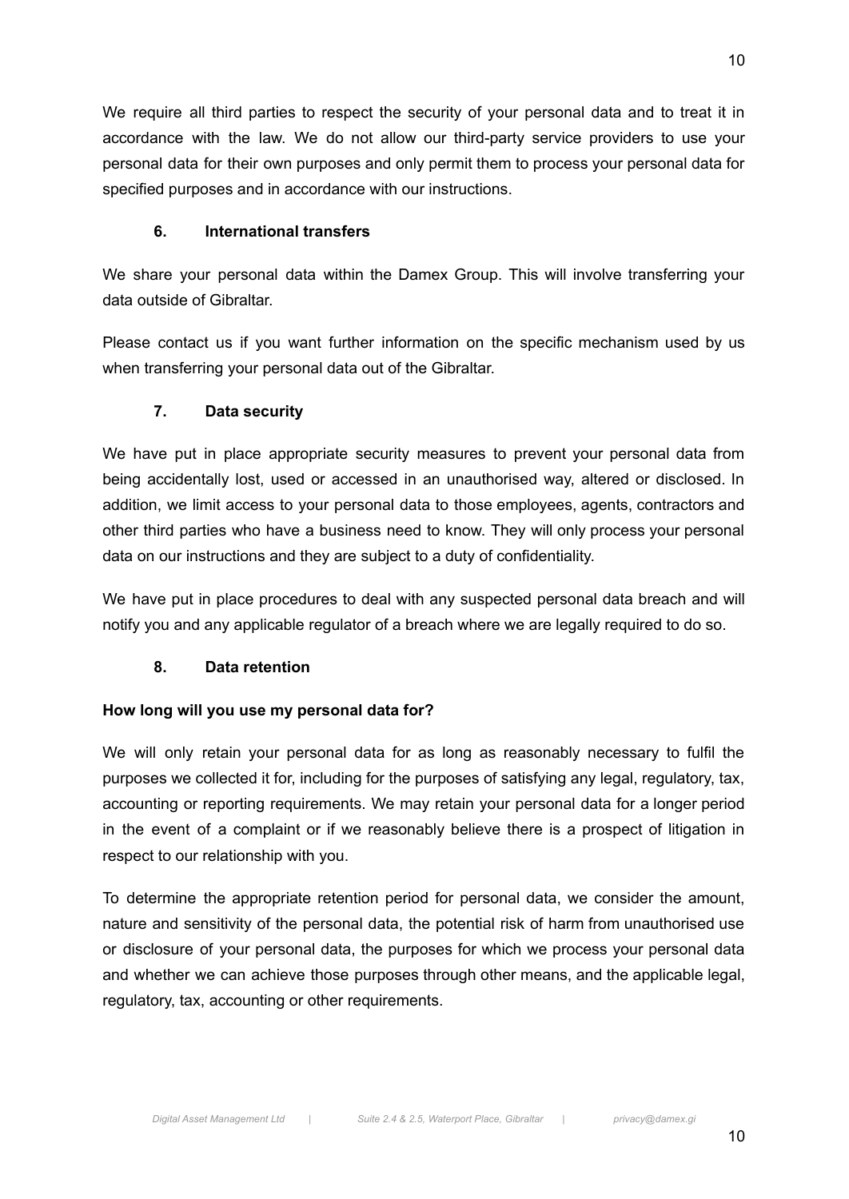We require all third parties to respect the security of your personal data and to treat it in accordance with the law. We do not allow our third-party service providers to use your personal data for their own purposes and only permit them to process your personal data for specified purposes and in accordance with our instructions.

## 6. International transfers

We share your personal data within the Damex Group. This will involve transferring your data outside of Gibraltar.

Please contact us if you want further information on the specific mechanism used by us when transferring your personal data out of the Gibraltar.

## 7. Data security

We have put in place appropriate security measures to prevent your personal data from being accidentally lost, used or accessed in an unauthorised way, altered or disclosed. In addition, we limit access to your personal data to those employees, agents, contractors and other third parties who have a business need to know. They will only process your personal data on our instructions and they are subject to a duty of confidentiality.

We have put in place procedures to deal with any suspected personal data breach and will notify you and any applicable regulator of a breach where we are legally required to do so.

## 8. Data retention

**How long will you use my personal data for?**

We will only retain your personal data for as long as reasonably necessary to fulfil the purposes we collected it for, including for the purposes of satisfying any legal, regulatory, tax, accounting or reporting requirements. We may retain your personal data for a longer period in the event of a complaint or if we reasonably believe there is a prospect of litigation in respect to our relationship with you.

To determine the appropriate retention period for personal data, we consider the amount, nature and sensitivity of the personal data, the potential risk of harm from unauthorised use or disclosure of your personal data, the purposes for which we process your personal data and whether we can achieve those purposes through other means, and the applicable legal, regulatory, tax, accounting or other requirements.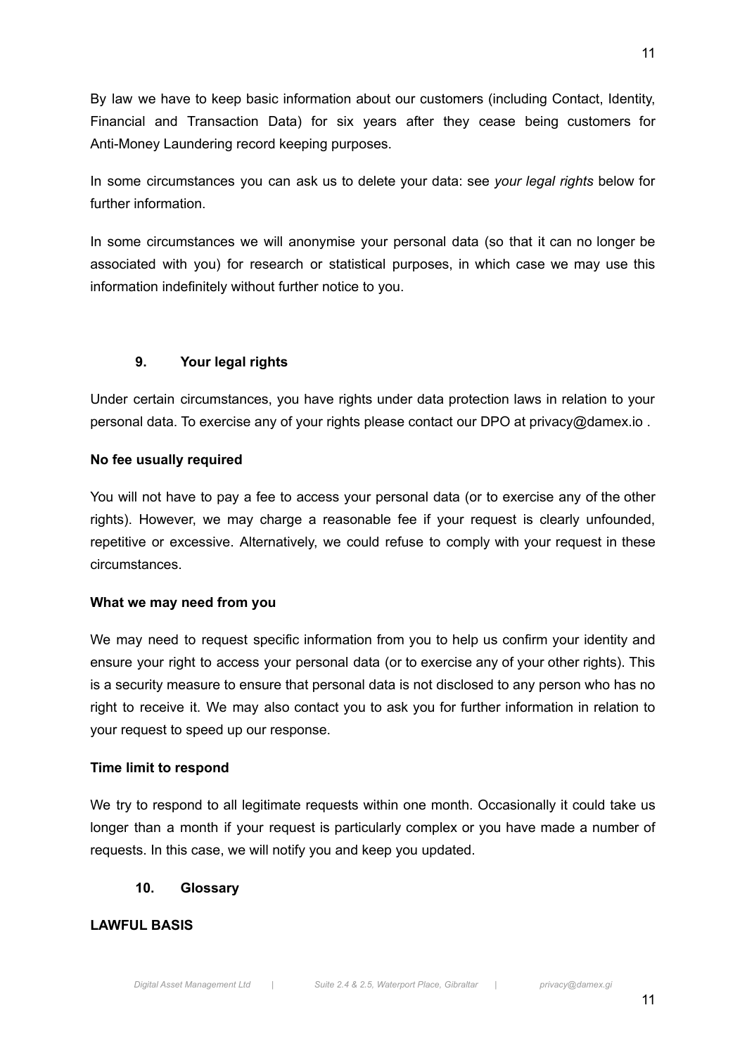By law we have to keep basic information about our customers (including Contact, Identity, Financial and Transaction Data) for six years after they cease being customers for Anti-Money Laundering record keeping purposes.

In some circumstances you can ask us to delete your data: see *your legal rights* below for further information.

In some circumstances we will anonymise your personal data (so that it can no longer be associated with you) for research or statistical purposes, in which case we may use this information indefinitely without further notice to you.

## 9. Your legal rights

Under certain circumstances, you have rights under data protection laws in relation to your personal data. To exercise any of your rights please contact our DPO at privacy@damex.io .

**No fee usually required**

You will not have to pay a fee to access your personal data (or to exercise any of the other rights). However, we may charge a reasonable fee if your request is clearly unfounded, repetitive or excessive. Alternatively, we could refuse to comply with your request in these circumstances.

**What we may need from you**

We may need to request specific information from you to help us confirm your identity and ensure your right to access your personal data (or to exercise any of your other rights). This is a security measure to ensure that personal data is not disclosed to any person who has no right to receive it. We may also contact you to ask you for further information in relation to your request to speed up our response.

**Time limit to respond**

We try to respond to all legitimate requests within one month. Occasionally it could take us longer than a month if your request is particularly complex or you have made a number of requests. In this case, we will notify you and keep you updated.

## 10. Glossary

**LAWFUL BASIS**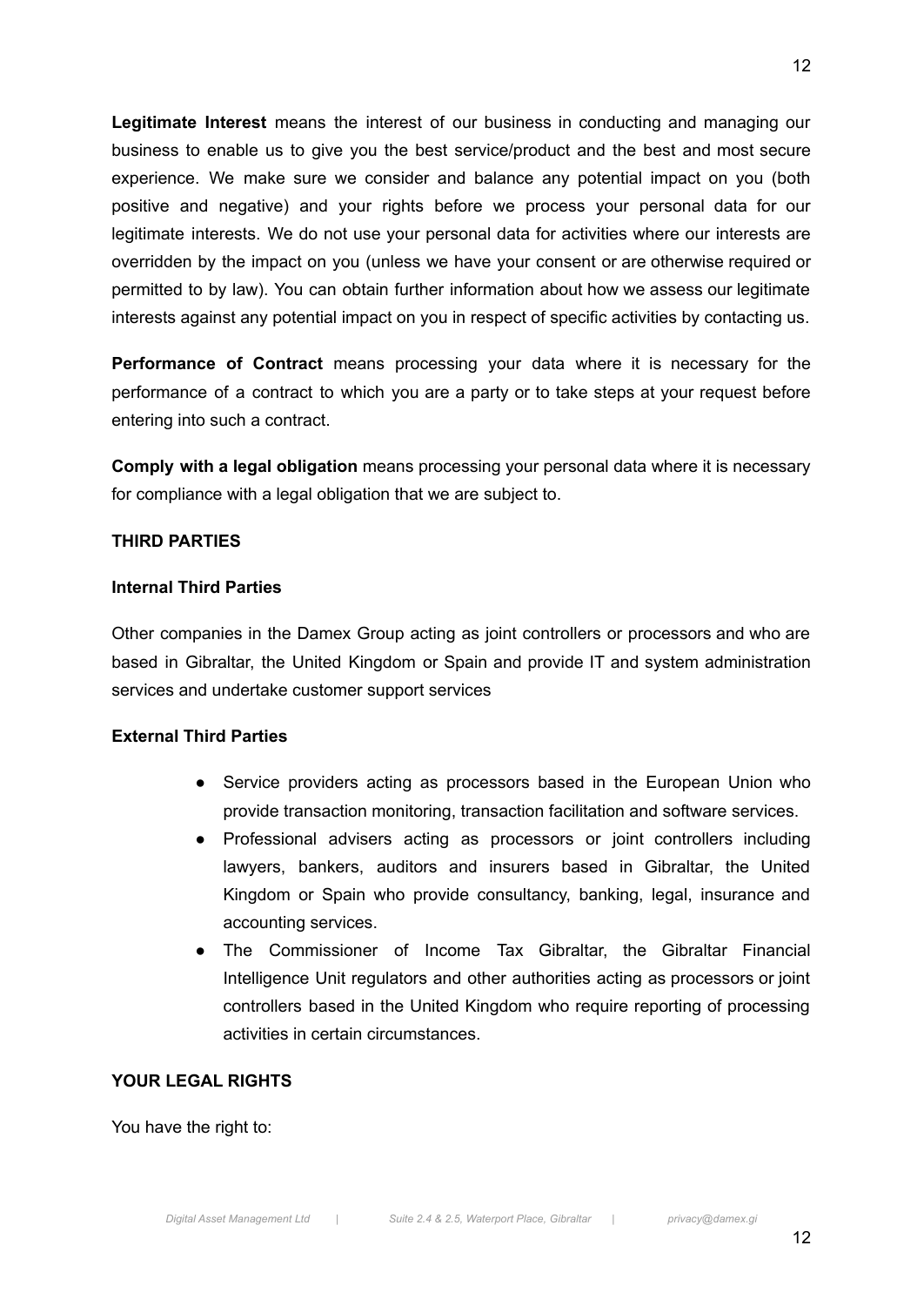**Legitimate Interest** means the interest of our business in conducting and managing our business to enable us to give you the best service/product and the best and most secure experience. We make sure we consider and balance any potential impact on you (both positive and negative) and your rights before we process your personal data for our legitimate interests. We do not use your personal data for activities where our interests are overridden by the impact on you (unless we have your consent or are otherwise required or permitted to by law). You can obtain further information about how we assess our legitimate interests against any potential impact on you in respect of specific activities by contacting us.

**Performance of Contract** means processing your data where it is necessary for the performance of a contract to which you are a party or to take steps at your request before entering into such a contract.

**Comply with a legal obligation** means processing your personal data where it is necessary for compliance with a legal obligation that we are subject to.

**THIRD PARTIES**

**Internal Third Parties**

Other companies in the Damex Group acting as joint controllers or processors and who are based in Gibraltar, the United Kingdom or Spain and provide IT and system administration services and undertake customer support services

**External Third Parties**

- Service providers acting as processors based in the European Union who provide transaction monitoring, transaction facilitation and software services.
- Professional advisers acting as processors or joint controllers including lawyers, bankers, auditors and insurers based in Gibraltar, the United Kingdom or Spain who provide consultancy, banking, legal, insurance and accounting services.
- The Commissioner of Income Tax Gibraltar, the Gibraltar Financial Intelligence Unit regulators and other authorities acting as processors or joint controllers based in the United Kingdom who require reporting of processing activities in certain circumstances.

**YOUR LEGAL RIGHTS**

You have the right to: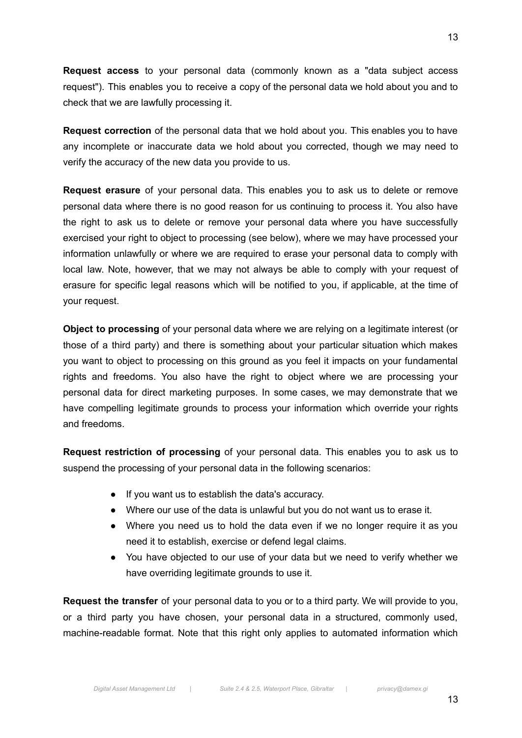**Request access** to your personal data (commonly known as a "data subject access request"). This enables you to receive a copy of the personal data we hold about you and to check that we are lawfully processing it.

**Request correction** of the personal data that we hold about you. This enables you to have any incomplete or inaccurate data we hold about you corrected, though we may need to verify the accuracy of the new data you provide to us.

**Request erasure** of your personal data. This enables you to ask us to delete or remove personal data where there is no good reason for us continuing to process it. You also have the right to ask us to delete or remove your personal data where you have successfully exercised your right to object to processing (see below), where we may have processed your information unlawfully or where we are required to erase your personal data to comply with local law. Note, however, that we may not always be able to comply with your request of erasure for specific legal reasons which will be notified to you, if applicable, at the time of your request.

**Object to processing** of your personal data where we are relying on a legitimate interest (or those of a third party) and there is something about your particular situation which makes you want to object to processing on this ground as you feel it impacts on your fundamental rights and freedoms. You also have the right to object where we are processing your personal data for direct marketing purposes. In some cases, we may demonstrate that we have compelling legitimate grounds to process your information which override your rights and freedoms.

**Request restriction of processing** of your personal data. This enables you to ask us to suspend the processing of your personal data in the following scenarios:

- If you want us to establish the data's accuracy.
- Where our use of the data is unlawful but you do not want us to erase it.
- Where you need us to hold the data even if we no longer require it as you need it to establish, exercise or defend legal claims.
- You have objected to our use of your data but we need to verify whether we have overriding legitimate grounds to use it.

**Request the transfer** of your personal data to you or to a third party. We will provide to you, or a third party you have chosen, your personal data in a structured, commonly used, machine-readable format. Note that this right only applies to automated information which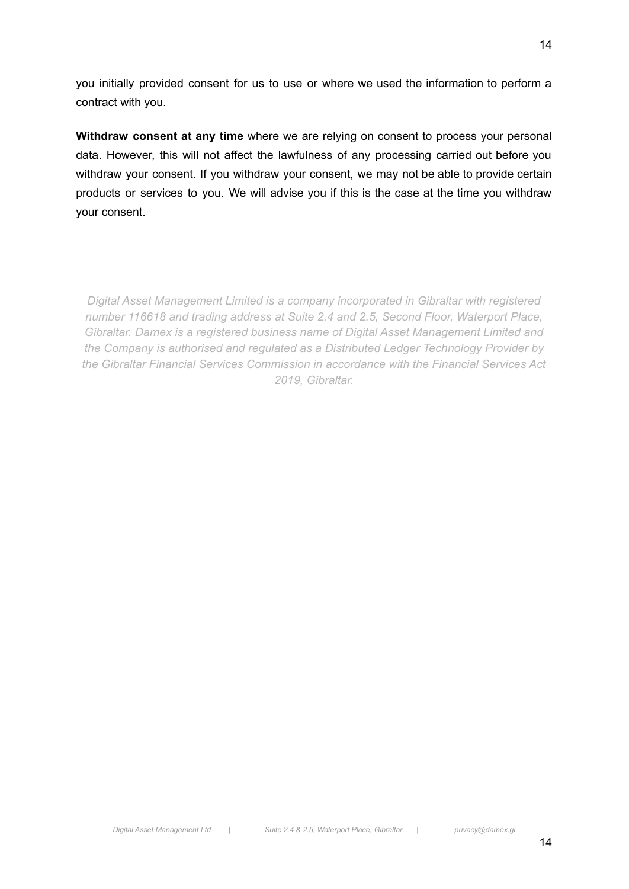you initially provided consent for us to use or where we used the information to perform a contract with you.

**Withdraw consent at any time** where we are relying on consent to process your personal data. However, this will not affect the lawfulness of any processing carried out before you withdraw your consent. If you withdraw your consent, we may not be able to provide certain products or services to you. We will advise you if this is the case at the time you withdraw your consent.

*Digital Asset Management Limited is a company incorporated in Gibraltar with registered number 116618 and trading address at Suite 2.4 and 2.5, Second Floor, Waterport Place, Gibraltar. Damex is a registered business name of Digital Asset Management Limited and the Company is authorised and regulated as a Distributed Ledger Technology Provider by the Gibraltar Financial Services Commission in accordance with the Financial Services Act 2019, Gibraltar.*